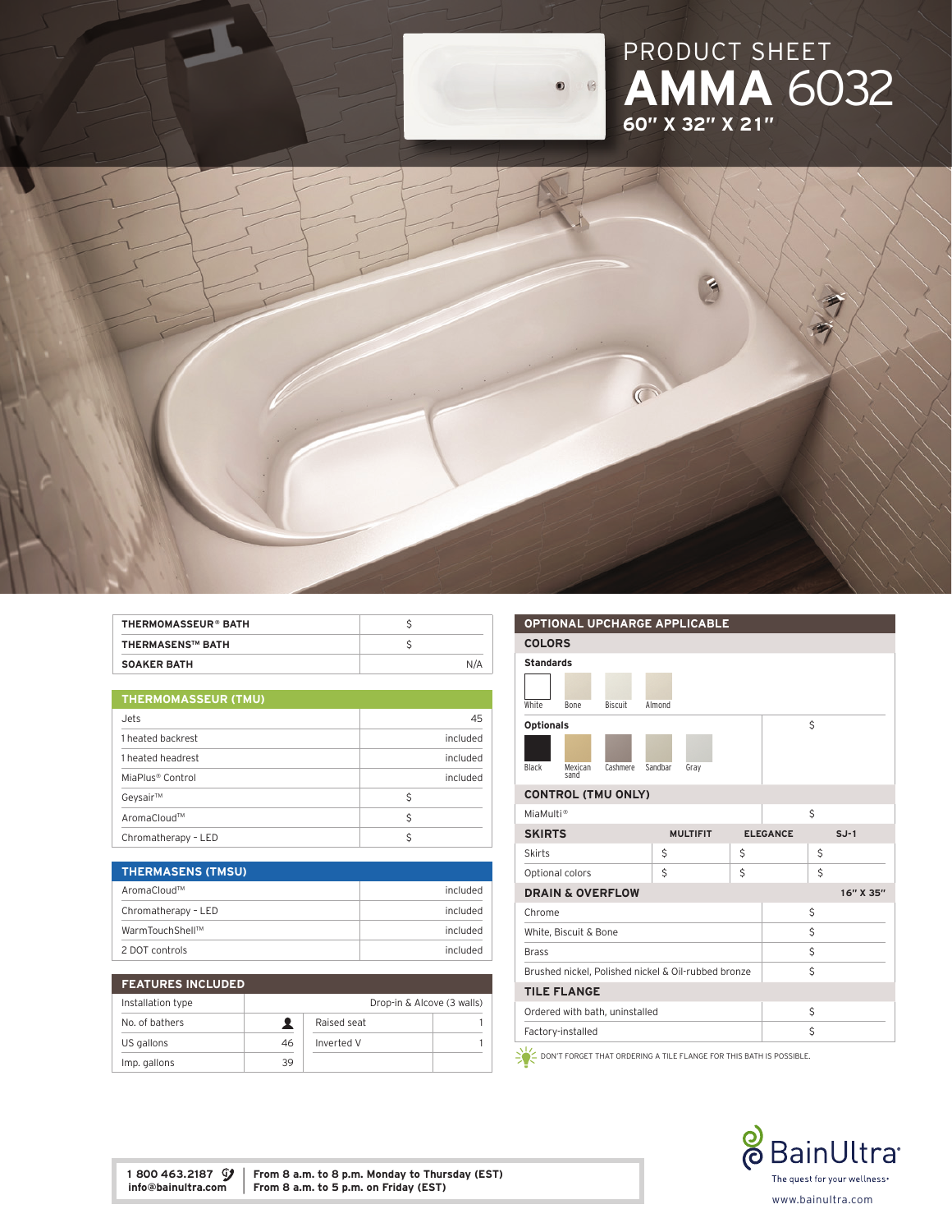# PRODUCT SHEET
# AMMA 6032
**60" X 32" X 21"**

| THERMOMASSEUR® BATH | $ |
|---|---|
| THERMASENS™ BATH | $ |
| SOAKER BATH | N/A |

| THERMOMASSEUR (TMU) | |
|---|---|
| Jets | 45 |
| 1 heated backrest | included |
| 1 heated headrest | included |
| MiaPlus® Control | included |
| Geysair™ | $ |
| AromaCloud™ | $ |
| Chromatherapy - LED | $ |

| THERMASENS (TMSU) | |
|---|---|
| AromaCloud™ | included |
| Chromatherapy - LED | included |
| WarmTouchShell™ | included |
| 2 DOT controls | included |

| FEATURES INCLUDED | | | |
|---|---|---|---|
| Installation type | Drop-in & Alcove (3 walls) | | |
| No. of bathers | 👤 | Raised seat | 1 |
| US gallons | 46 | Inverted V | 1 |
| Imp. gallons | 39 | | |

## OPTIONAL UPCHARGE APPLICABLE

### COLORS

| Standards | |
|---|---|
| White, Bone, Biscuit, Almond | |
| **Optionals** | $ |
| Black, Mexican sand, Cashmere, Sandbar, Gray | |

| CONTROL (TMU ONLY) | |
|---|---|
| MiaMulti® | $ |

| SKIRTS | MULTIFIT | ELEGANCE | SJ-1 |
|---|---|---|---|
| Skirts | $ | $ | $ |
| Optional colors | $ | $ | $ |

| DRAIN & OVERFLOW | 16" X 35" |
|---|---|
| Chrome | $ |
| White, Biscuit & Bone | $ |
| Brass | $ |
| Brushed nickel, Polished nickel & Oil-rubbed bronze | $ |

| TILE FLANGE | |
|---|---|
| Ordered with bath, uninstalled | $ |
| Factory-installed | $ |

DON'T FORGET THAT ORDERING A TILE FLANGE FOR THIS BATH IS POSSIBLE.

**1 800 463.2187**
**info@bainultra.com**

**From 8 a.m. to 8 p.m. Monday to Thursday (EST)**
**From 8 a.m. to 5 p.m. on Friday (EST)**

BainUltra
The quest for your wellness®
www.bainultra.com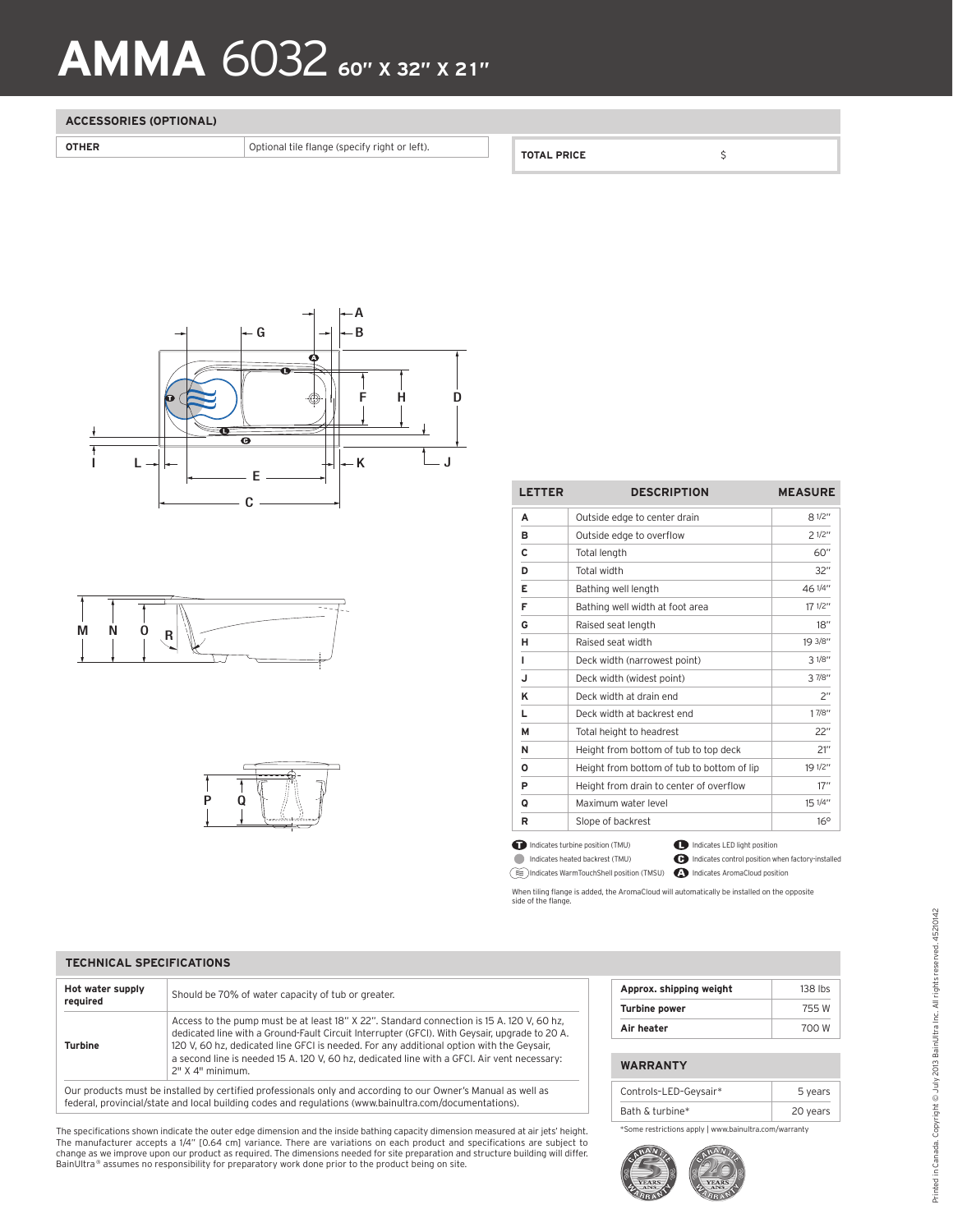# AMMA 6032 60" X 32" X 21"

## ACCESSORIES (OPTIONAL)

| | |
|---|---|
| OTHER | Optional tile flange (specify right or left). |

| | |
|---|---|
| TOTAL PRICE | $ |

A
G
B
F
H
D
I
L
E
K
J
C

M
N
O
R

P
Q

| LETTER | DESCRIPTION | MEASURE |
|---|---|---|
| A | Outside edge to center drain | 8 1/2" |
| B | Outside edge to overflow | 2 1/2" |
| C | Total length | 60" |
| D | Total width | 32" |
| E | Bathing well length | 46 1/4" |
| F | Bathing well width at foot area | 17 1/2" |
| G | Raised seat length | 18" |
| H | Raised seat width | 19 3/8" |
| I | Deck width (narrowest point) | 3 1/8" |
| J | Deck width (widest point) | 3 7/8" |
| K | Deck width at drain end | 2" |
| L | Deck width at backrest end | 1 7/8" |
| M | Total height to headrest | 22" |
| N | Height from bottom of tub to top deck | 21" |
| O | Height from bottom of tub to bottom of lip | 19 1/2" |
| P | Height from drain to center of overflow | 17" |
| Q | Maximum water level | 15 1/4" |
| R | Slope of backrest | 16° |

T Indicates turbine position (TMU)
Indicates heated backrest (TMU)
Indicates WarmTouchShell position (TMSU)
L Indicates LED light position
C Indicates control position when factory-installed
A Indicates AromaCloud position

When tiling flange is added, the AromaCloud will automatically be installed on the opposite side of the flange.

## TECHNICAL SPECIFICATIONS

| | |
|---|---|
| Hot water supply required | Should be 70% of water capacity of tub or greater. |
| Turbine | Access to the pump must be at least 18" X 22". Standard connection is 15 A. 120 V, 60 hz, dedicated line with a Ground-Fault Circuit Interrupter (GFCI). With Geysair, upgrade to 20 A. 120 V, 60 hz, dedicated line GFCI is needed. For any additional option with the Geysair, a second line is needed 15 A. 120 V, 60 hz, dedicated line with a GFCI. Air vent necessary: 2" X 4" minimum. |

Our products must be installed by certified professionals only and according to our Owner's Manual as well as federal, provincial/state and local building codes and regulations (www.bainultra.com/documentations).

| | |
|---|---|
| Approx. shipping weight | 138 lbs |
| Turbine power | 755 W |
| Air heater | 700 W |

## WARRANTY

| | |
|---|---|
| Controls-LED-Geysair* | 5 years |
| Bath & turbine* | 20 years |

*Some restrictions apply | www.bainultra.com/warranty

The specifications shown indicate the outer edge dimension and the inside bathing capacity dimension measured at air jets' height. The manufacturer accepts a 1/4" [0.64 cm] variance. There are variations on each product and specifications are subject to change as we improve upon our product as required. The dimensions needed for site preparation and structure building will differ. BainUltra® assumes no responsibility for preparatory work done prior to the product being on site.

Printed in Canada. Copyright © July 2013 BainUltra Inc. All rights reserved. 45210142